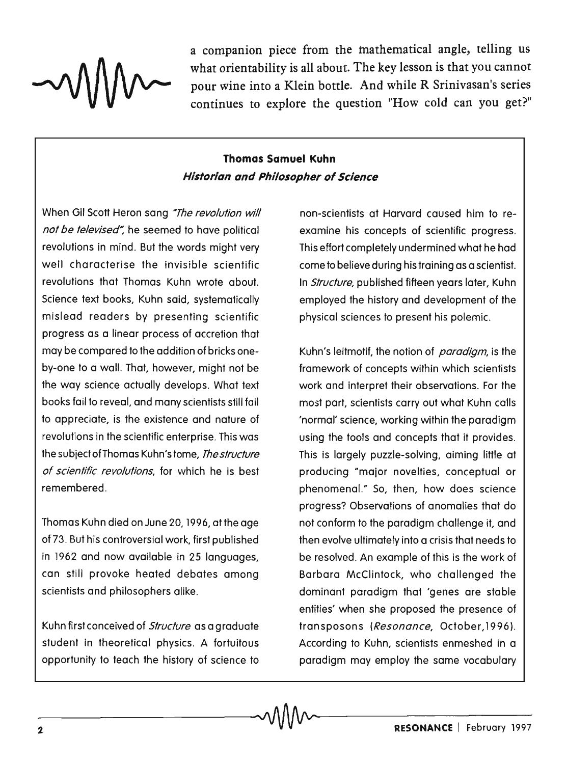a companion piece from the mathematical angle, telling us what orientability is all about. The key lesson is that you cannot pour wine into a Klein bottle. And while R Srinivasan's series continues to explore the question "How cold can you get?"

## Thomas Samuel Kuhn

### *Historian and Philosopher of Science*

When Gil Scott Heron sang *"The revolution will not be televised"*, he seemed to have political revolutions in mind. But the words might very well characterise the invisible scientific revolutions that Thomas Kuhn wrote about. Science text books, Kuhn said, systematically mislead readers by presenting scientific progress as a linear process of accretion that may be compared to the addition of bricks one-by-one to a wall. That, however, might not be the way science actually develops. What text books fail to reveal, and many scientists still fail to appreciate, is the existence and nature of revolutions in the scientific enterprise. This was the subject of Thomas Kuhn's tome, *The structure of scientific revolutions*, for which he is best remembered.

Thomas Kuhn died on June 20, 1996, at the age of 73. But his controversial work, first published in 1962 and now available in 25 languages, can still provoke heated debates among scientists and philosophers alike.

Kuhn first conceived of *Structure* as a graduate student in theoretical physics. A fortuitous opportunity to teach the history of science to non-scientists at Harvard caused him to re-examine his concepts of scientific progress. This effort completely undermined what he had come to believe during his training as a scientist. In *Structure*, published fifteen years later, Kuhn employed the history and development of the physical sciences to present his polemic.

Kuhn's leitmotif, the notion of *paradigm*, is the framework of concepts within which scientists work and interpret their observations. For the most part, scientists carry out what Kuhn calls 'normal' science, working within the paradigm using the tools and concepts that it provides. This is largely puzzle-solving, aiming little at producing "major novelties, conceptual or phenomenal." So, then, how does science progress? Observations of anomalies that do not conform to the paradigm challenge it, and then evolve ultimately into a crisis that needs to be resolved. An example of this is the work of Barbara McClintock, who challenged the dominant paradigm that 'genes are stable entities' when she proposed the presence of transposons (*Resonance*, October,1996). According to Kuhn, scientists enmeshed in a paradigm may employ the same vocabulary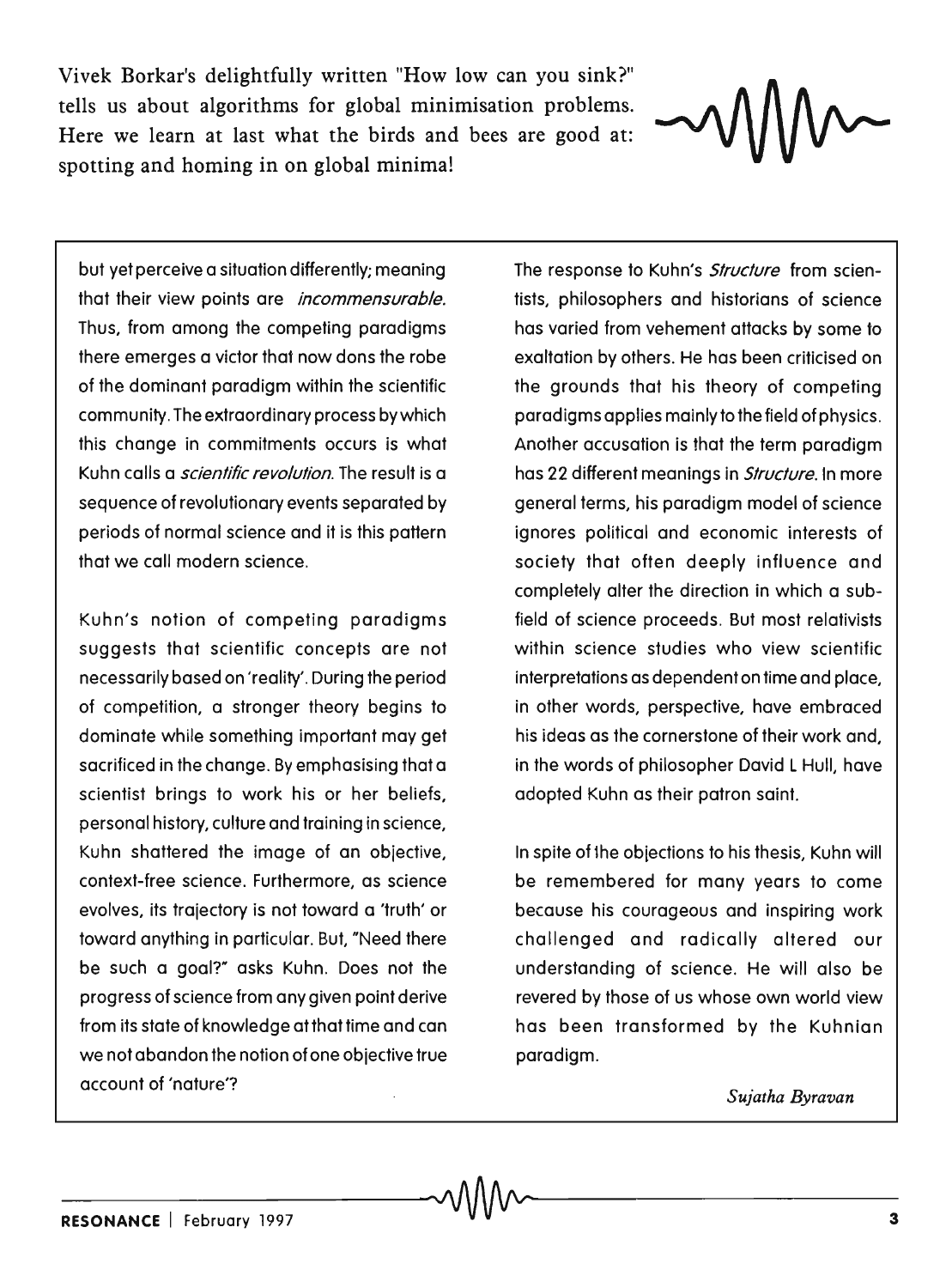Vivek Borkar's delightfully written "How low can you sink?" tells us about algorithms for global minimisation problems. Here we learn at last what the birds and bees are good at: spotting and homing in on global minima!

but yet perceive a situation differently; meaning that their view points are *incommensurable*. Thus, from among the competing paradigms there emerges a victor that now dons the robe of the dominant paradigm within the scientific community. The extraordinary process by which this change in commitments occurs is what Kuhn calls a *scientific revolution*. The result is a sequence of revolutionary events separated by periods of normal science and it is this pattern that we call modern science.

Kuhn's notion of competing paradigms suggests that scientific concepts are not necessarily based on 'reality'. During the period of competition, a stronger theory begins to dominate while something important may get sacrificed in the change. By emphasising that a scientist brings to work his or her beliefs, personal history, culture and training in science, Kuhn shattered the image of an objective, context-free science. Furthermore, as science evolves, its trajectory is not toward a 'truth' or toward anything in particular. But, "Need there be such a goal?" asks Kuhn. Does not the progress of science from any given point derive from its state of knowledge at that time and can we not abandon the notion of one objective true account of 'nature'?

The response to Kuhn's *Structure* from scientists, philosophers and historians of science has varied from vehement attacks by some to exaltation by others. He has been criticised on the grounds that his theory of competing paradigms applies mainly to the field of physics. Another accusation is that the term paradigm has 22 different meanings in *Structure*. In more general terms, his paradigm model of science ignores political and economic interests of society that often deeply influence and completely alter the direction in which a subfield of science proceeds. But most relativists within science studies who view scientific interpretations as dependent on time and place, in other words, perspective, have embraced his ideas as the cornerstone of their work and, in the words of philosopher David L Hull, have adopted Kuhn as their patron saint.

In spite of the objections to his thesis, Kuhn will be remembered for many years to come because his courageous and inspiring work challenged and radically altered our understanding of science. He will also be revered by those of us whose own world view has been transformed by the Kuhnian paradigm.

*Sujatha Byravan*